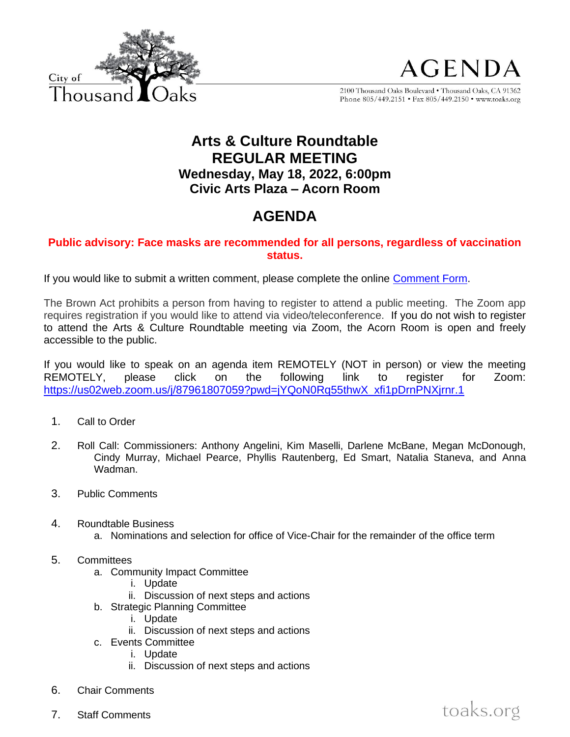City of Thousand Oaks

# AGENDA

2100 Thousand Oaks Boulevard • Thousand Oaks, CA 91362
Phone 805/449.2151 • Fax 805/449.2150 • www.toaks.org

## Arts & Culture Roundtable
## REGULAR MEETING
### Wednesday, May 18, 2022, 6:00pm
### Civic Arts Plaza – Acorn Room

## AGENDA

**Public advisory: Face masks are recommended for all persons, regardless of vaccination status.**

If you would like to submit a written comment, please complete the online [Comment Form].

The Brown Act prohibits a person from having to register to attend a public meeting. The Zoom app requires registration if you would like to attend via video/teleconference. If you do not wish to register to attend the Arts & Culture Roundtable meeting via Zoom, the Acorn Room is open and freely accessible to the public.

If you would like to speak on an agenda item REMOTELY (NOT in person) or view the meeting REMOTELY, please click on the following link to register for Zoom: https://us02web.zoom.us/j/87961807059?pwd=jYQoN0Rq55thwX_xfi1pDrnPNXjrnr.1

1. Call to Order

2. Roll Call: Commissioners: Anthony Angelini, Kim Maselli, Darlene McBane, Megan McDonough, Cindy Murray, Michael Pearce, Phyllis Rautenberg, Ed Smart, Natalia Staneva, and Anna Wadman.

3. Public Comments

4. Roundtable Business
   a. Nominations and selection for office of Vice-Chair for the remainder of the office term

5. Committees
   a. Community Impact Committee
      i. Update
      ii. Discussion of next steps and actions
   b. Strategic Planning Committee
      i. Update
      ii. Discussion of next steps and actions
   c. Events Committee
      i. Update
      ii. Discussion of next steps and actions

6. Chair Comments

7. Staff Comments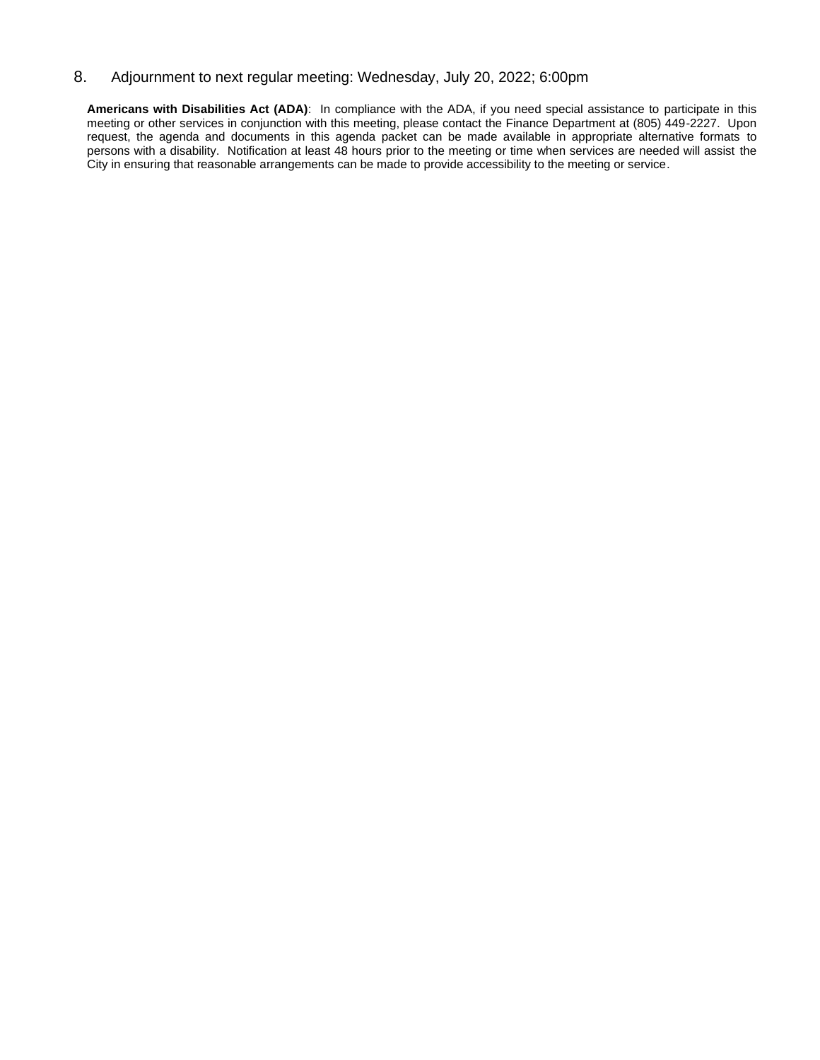8. Adjournment to next regular meeting: Wednesday, July 20, 2022; 6:00pm

**Americans with Disabilities Act (ADA)**: In compliance with the ADA, if you need special assistance to participate in this meeting or other services in conjunction with this meeting, please contact the Finance Department at (805) 449-2227. Upon request, the agenda and documents in this agenda packet can be made available in appropriate alternative formats to persons with a disability. Notification at least 48 hours prior to the meeting or time when services are needed will assist the City in ensuring that reasonable arrangements can be made to provide accessibility to the meeting or service.